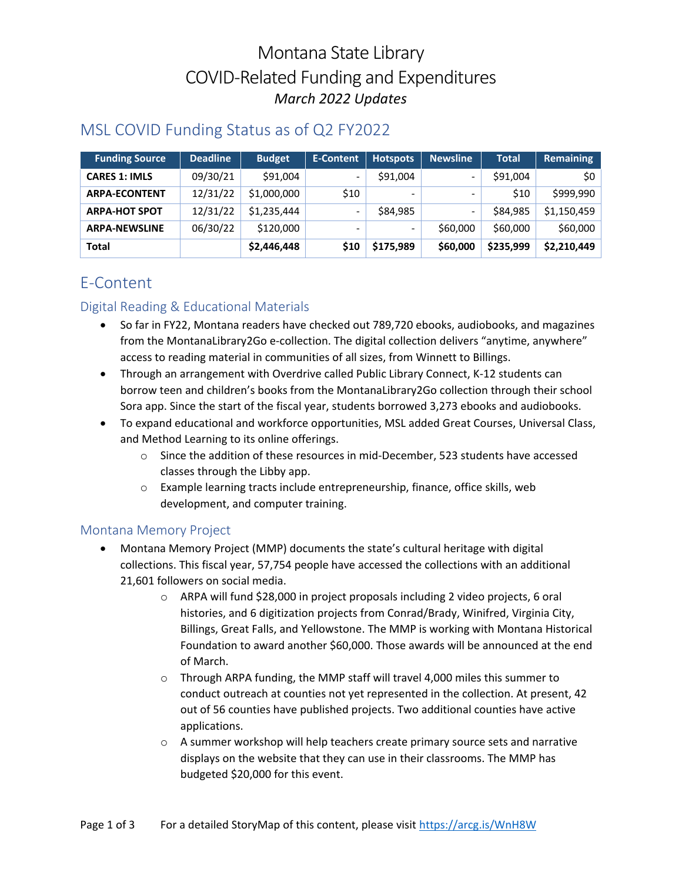# Montana State Library
# COVID-Related Funding and Expenditures
### *March 2022 Updates*

## MSL COVID Funding Status as of Q2 FY2022

| Funding Source | Deadline | Budget | E-Content | Hotspots | Newsline | Total | Remaining |
|---|---|---|---|---|---|---|---|
| **CARES 1: IMLS** | 09/30/21 | $91,004 | - | $91,004 | - | $91,004 | $0 |
| **ARPA-ECONTENT** | 12/31/22 | $1,000,000 | $10 | - | - | $10 | $999,990 |
| **ARPA-HOT SPOT** | 12/31/22 | $1,235,444 | - | $84,985 | - | $84,985 | $1,150,459 |
| **ARPA-NEWSLINE** | 06/30/22 | $120,000 | - | - | $60,000 | $60,000 | $60,000 |
| **Total** | | **$2,446,448** | **$10** | **$175,989** | **$60,000** | **$235,999** | **$2,210,449** |

## E-Content

### Digital Reading & Educational Materials

- So far in FY22, Montana readers have checked out 789,720 ebooks, audiobooks, and magazines from the MontanaLibrary2Go e-collection. The digital collection delivers "anytime, anywhere" access to reading material in communities of all sizes, from Winnett to Billings.
- Through an arrangement with Overdrive called Public Library Connect, K-12 students can borrow teen and children's books from the MontanaLibrary2Go collection through their school Sora app. Since the start of the fiscal year, students borrowed 3,273 ebooks and audiobooks.
- To expand educational and workforce opportunities, MSL added Great Courses, Universal Class, and Method Learning to its online offerings.
    - Since the addition of these resources in mid-December, 523 students have accessed classes through the Libby app.
    - Example learning tracts include entrepreneurship, finance, office skills, web development, and computer training.

### Montana Memory Project

- Montana Memory Project (MMP) documents the state's cultural heritage with digital collections. This fiscal year, 57,754 people have accessed the collections with an additional 21,601 followers on social media.
    - ARPA will fund $28,000 in project proposals including 2 video projects, 6 oral histories, and 6 digitization projects from Conrad/Brady, Winifred, Virginia City, Billings, Great Falls, and Yellowstone. The MMP is working with Montana Historical Foundation to award another $60,000. Those awards will be announced at the end of March.
    - Through ARPA funding, the MMP staff will travel 4,000 miles this summer to conduct outreach at counties not yet represented in the collection. At present, 42 out of 56 counties have published projects. Two additional counties have active applications.
    - A summer workshop will help teachers create primary source sets and narrative displays on the website that they can use in their classrooms. The MMP has budgeted $20,000 for this event.

For a detailed StoryMap of this content, please visit https://arcg.is/WnH8W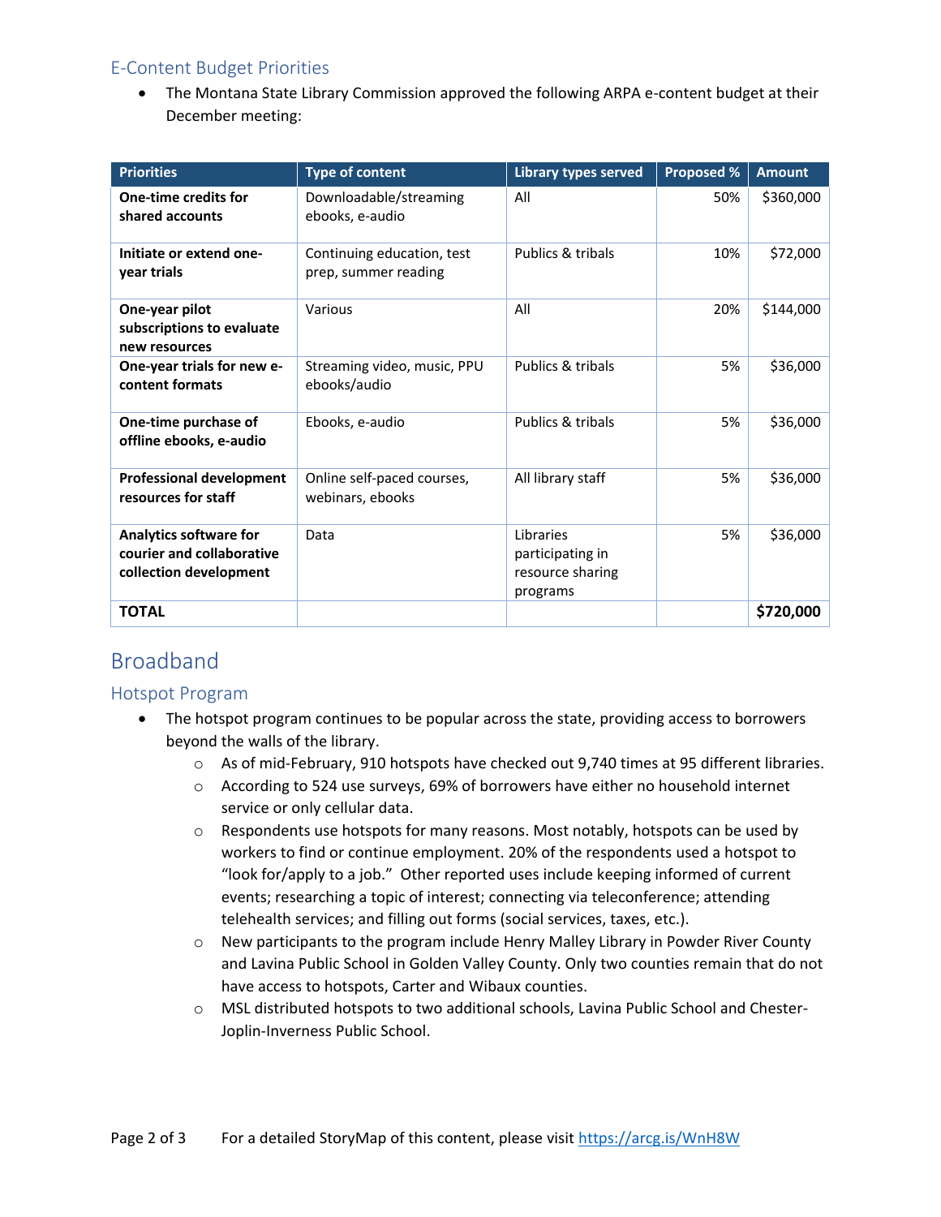### E-Content Budget Priorities

- The Montana State Library Commission approved the following ARPA e-content budget at their December meeting:

| Priorities | Type of content | Library types served | Proposed % | Amount |
|---|---|---|---|---|
| **One-time credits for shared accounts** | Downloadable/streaming ebooks, e-audio | All | 50% | $360,000 |
| **Initiate or extend one-year trials** | Continuing education, test prep, summer reading | Publics & tribals | 10% | $72,000 |
| **One-year pilot subscriptions to evaluate new resources** | Various | All | 20% | $144,000 |
| **One-year trials for new e-content formats** | Streaming video, music, PPU ebooks/audio | Publics & tribals | 5% | $36,000 |
| **One-time purchase of offline ebooks, e-audio** | Ebooks, e-audio | Publics & tribals | 5% | $36,000 |
| **Professional development resources for staff** | Online self-paced courses, webinars, ebooks | All library staff | 5% | $36,000 |
| **Analytics software for courier and collaborative collection development** | Data | Libraries participating in resource sharing programs | 5% | $36,000 |
| **TOTAL** | | | | **$720,000** |

## Broadband

### Hotspot Program

- The hotspot program continues to be popular across the state, providing access to borrowers beyond the walls of the library.
  - As of mid-February, 910 hotspots have checked out 9,740 times at 95 different libraries.
  - According to 524 use surveys, 69% of borrowers have either no household internet service or only cellular data.
  - Respondents use hotspots for many reasons. Most notably, hotspots can be used by workers to find or continue employment. 20% of the respondents used a hotspot to "look for/apply to a job." Other reported uses include keeping informed of current events; researching a topic of interest; connecting via teleconference; attending telehealth services; and filling out forms (social services, taxes, etc.).
  - New participants to the program include Henry Malley Library in Powder River County and Lavina Public School in Golden Valley County. Only two counties remain that do not have access to hotspots, Carter and Wibaux counties.
  - MSL distributed hotspots to two additional schools, Lavina Public School and Chester-Joplin-Inverness Public School.

For a detailed StoryMap of this content, please visit https://arcg.is/WnH8W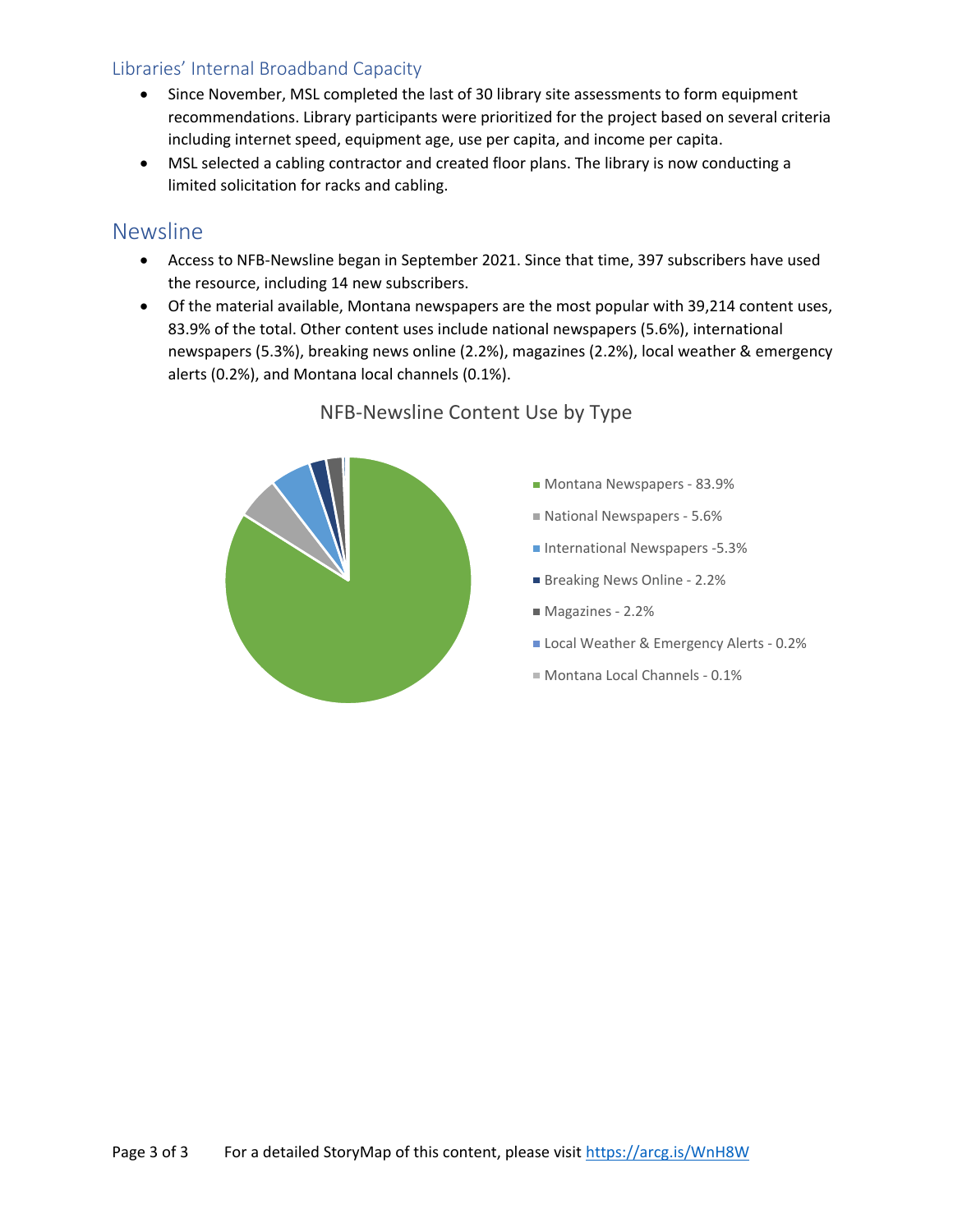### Libraries' Internal Broadband Capacity

- Since November, MSL completed the last of 30 library site assessments to form equipment recommendations. Library participants were prioritized for the project based on several criteria including internet speed, equipment age, use per capita, and income per capita.
- MSL selected a cabling contractor and created floor plans. The library is now conducting a limited solicitation for racks and cabling.

## Newsline

- Access to NFB-Newsline began in September 2021. Since that time, 397 subscribers have used the resource, including 14 new subscribers.
- Of the material available, Montana newspapers are the most popular with 39,214 content uses, 83.9% of the total. Other content uses include national newspapers (5.6%), international newspapers (5.3%), breaking news online (2.2%), magazines (2.2%), local weather & emergency alerts (0.2%), and Montana local channels (0.1%).

NFB-Newsline Content Use by Type

Montana Newspapers - 83.9%
National Newspapers - 5.6%
International Newspapers -5.3%
Breaking News Online - 2.2%
Magazines - 2.2%
Local Weather & Emergency Alerts - 0.2%
Montana Local Channels - 0.1%

For a detailed StoryMap of this content, please visit https://arcg.is/WnH8W